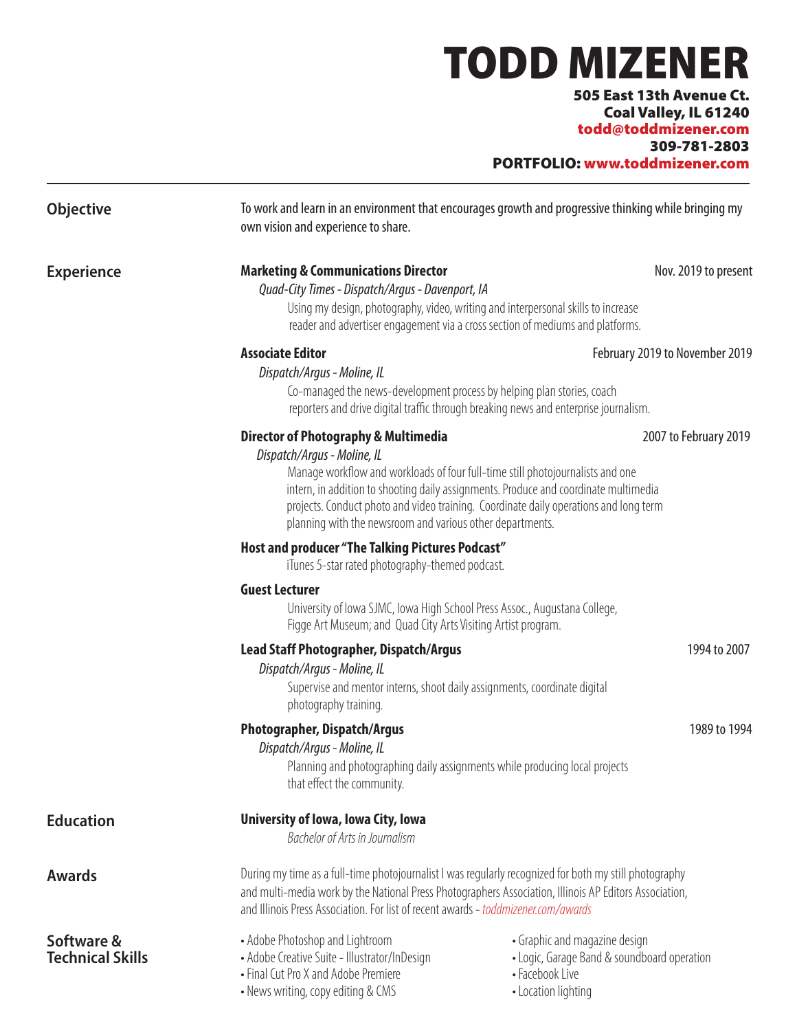# TODD MIZENER

**505 East 13th Avenue Ct.**
**Coal Valley, IL 61240**
**todd@toddmizener.com**
**309-781-2803**
**PORTFOLIO: www.toddmizener.com**

---

## Objective

To work and learn in an environment that encourages growth and progressive thinking while bringing my own vision and experience to share.

## Experience

**Marketing & Communications Director** — Nov. 2019 to present
*Quad-City Times - Dispatch/Argus - Davenport, IA*
Using my design, photography, video, writing and interpersonal skills to increase reader and advertiser engagement via a cross section of mediums and platforms.

**Associate Editor** — February 2019 to November 2019
*Dispatch/Argus - Moline, IL*
Co-managed the news-development process by helping plan stories, coach reporters and drive digital traffic through breaking news and enterprise journalism.

**Director of Photography & Multimedia** — 2007 to February 2019
*Dispatch/Argus - Moline, IL*
Manage workflow and workloads of four full-time still photojournalists and one intern, in addition to shooting daily assignments. Produce and coordinate multimedia projects. Conduct photo and video training. Coordinate daily operations and long term planning with the newsroom and various other departments.

**Host and producer "The Talking Pictures Podcast"**
iTunes 5-star rated photography-themed podcast.

**Guest Lecturer**
University of Iowa SJMC, Iowa High School Press Assoc., Augustana College, Figge Art Museum; and Quad City Arts Visiting Artist program.

**Lead Staff Photographer, Dispatch/Argus** — 1994 to 2007
*Dispatch/Argus - Moline, IL*
Supervise and mentor interns, shoot daily assignments, coordinate digital photography training.

**Photographer, Dispatch/Argus** — 1989 to 1994
*Dispatch/Argus - Moline, IL*
Planning and photographing daily assignments while producing local projects that effect the community.

## Education

**University of Iowa, Iowa City, Iowa**
*Bachelor of Arts in Journalism*

## Awards

During my time as a full-time photojournalist I was regularly recognized for both my still photography and multi-media work by the National Press Photographers Association, Illinois AP Editors Association, and Illinois Press Association. For list of recent awards - *toddmizener.com/awards*

## Software & Technical Skills

- Adobe Photoshop and Lightroom
- Adobe Creative Suite - Illustrator/InDesign
- Final Cut Pro X and Adobe Premiere
- News writing, copy editing & CMS
- Graphic and magazine design
- Logic, Garage Band & soundboard operation
- Facebook Live
- Location lighting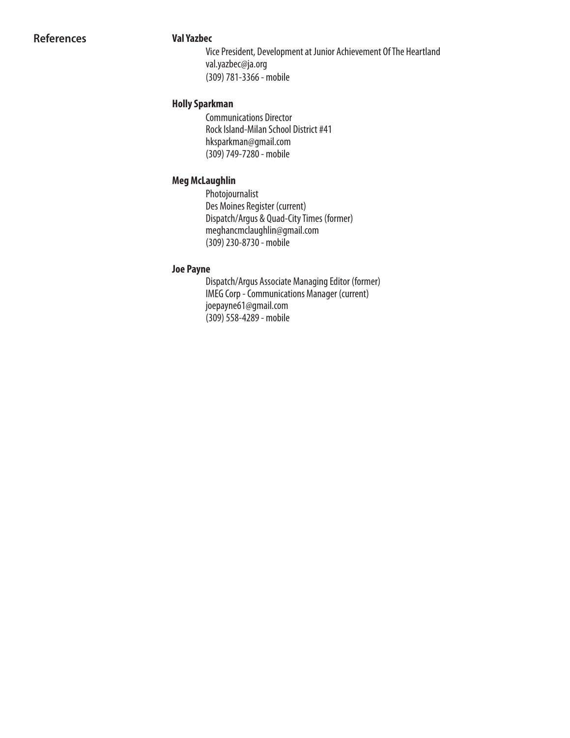## References

**Val Yazbec**

Vice President, Development at Junior Achievement Of The Heartland
val.yazbec@ja.org
(309) 781-3366 - mobile

**Holly Sparkman**

Communications Director
Rock Island-Milan School District #41
hksparkman@gmail.com
(309) 749-7280 - mobile

**Meg McLaughlin**

Photojournalist
Des Moines Register (current)
Dispatch/Argus & Quad-City Times (former)
meghancmclaughlin@gmail.com
(309) 230-8730 - mobile

**Joe Payne**

Dispatch/Argus Associate Managing Editor (former)
IMEG Corp - Communications Manager (current)
joepayne61@gmail.com
(309) 558-4289 - mobile